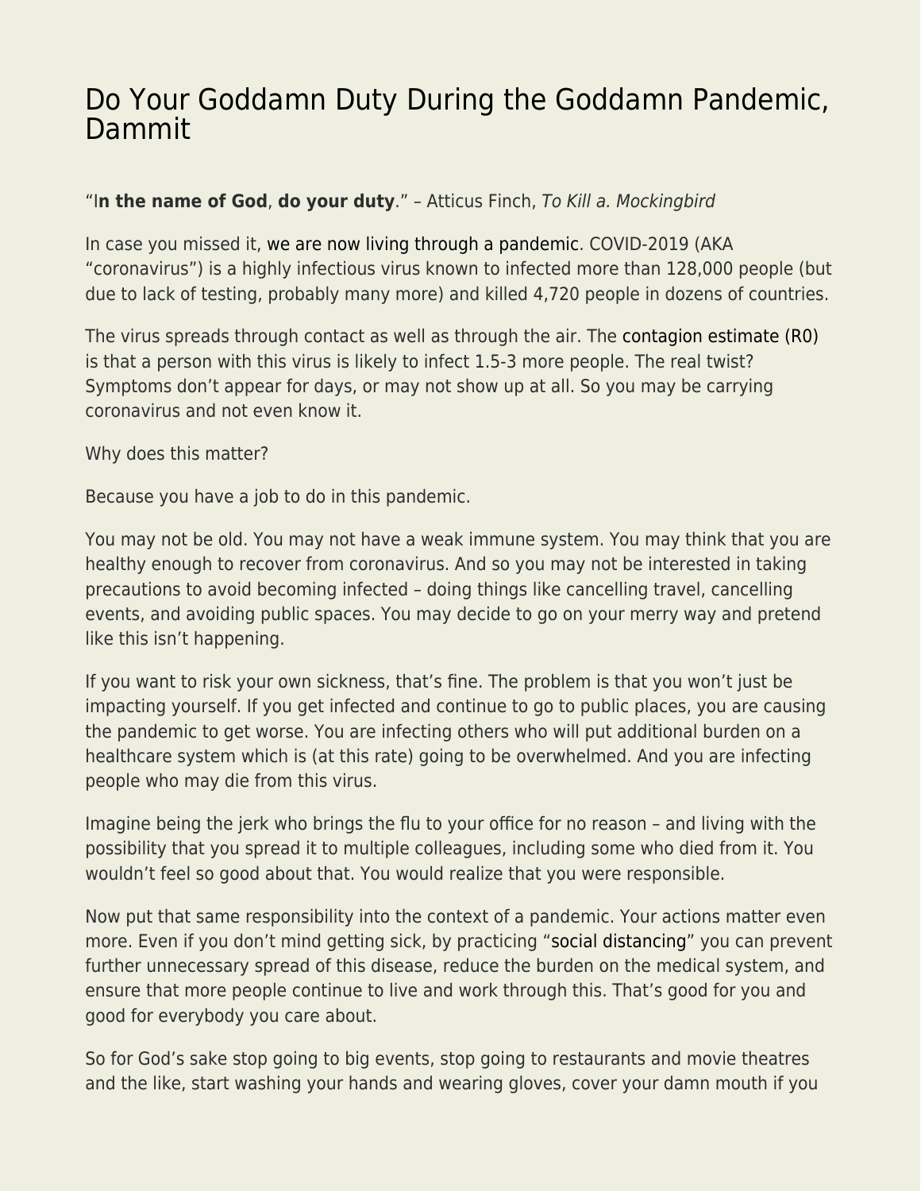# Do Your Goddamn Duty During the Goddamn Pandemic, Dammit

"I**n the name of God**, **do your duty**." – Atticus Finch, *To Kill a. Mockingbird*

In case you missed it, we are now living through a pandemic. COVID-2019 (AKA "coronavirus") is a highly infectious virus known to infected more than 128,000 people (but due to lack of testing, probably many more) and killed 4,720 people in dozens of countries.

The virus spreads through contact as well as through the air. The contagion estimate (R0) is that a person with this virus is likely to infect 1.5-3 more people. The real twist? Symptoms don't appear for days, or may not show up at all. So you may be carrying coronavirus and not even know it.

Why does this matter?

Because you have a job to do in this pandemic.

You may not be old. You may not have a weak immune system. You may think that you are healthy enough to recover from coronavirus. And so you may not be interested in taking precautions to avoid becoming infected – doing things like cancelling travel, cancelling events, and avoiding public spaces. You may decide to go on your merry way and pretend like this isn't happening.

If you want to risk your own sickness, that's fine. The problem is that you won't just be impacting yourself. If you get infected and continue to go to public places, you are causing the pandemic to get worse. You are infecting others who will put additional burden on a healthcare system which is (at this rate) going to be overwhelmed. And you are infecting people who may die from this virus.

Imagine being the jerk who brings the flu to your office for no reason – and living with the possibility that you spread it to multiple colleagues, including some who died from it. You wouldn't feel so good about that. You would realize that you were responsible.

Now put that same responsibility into the context of a pandemic. Your actions matter even more. Even if you don't mind getting sick, by practicing "social distancing" you can prevent further unnecessary spread of this disease, reduce the burden on the medical system, and ensure that more people continue to live and work through this. That's good for you and good for everybody you care about.

So for God's sake stop going to big events, stop going to restaurants and movie theatres and the like, start washing your hands and wearing gloves, cover your damn mouth if you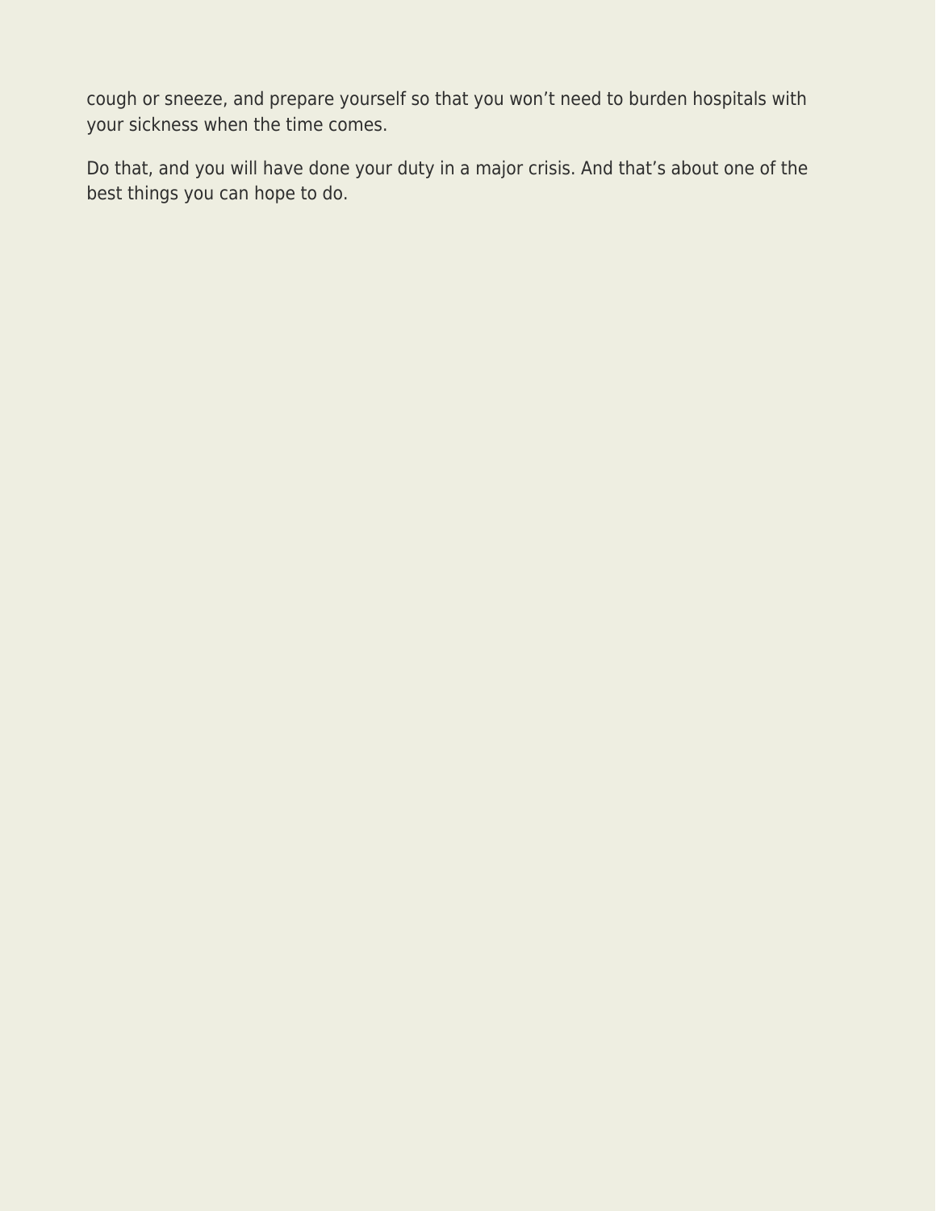cough or sneeze, and prepare yourself so that you won't need to burden hospitals with your sickness when the time comes.

Do that, and you will have done your duty in a major crisis. And that's about one of the best things you can hope to do.